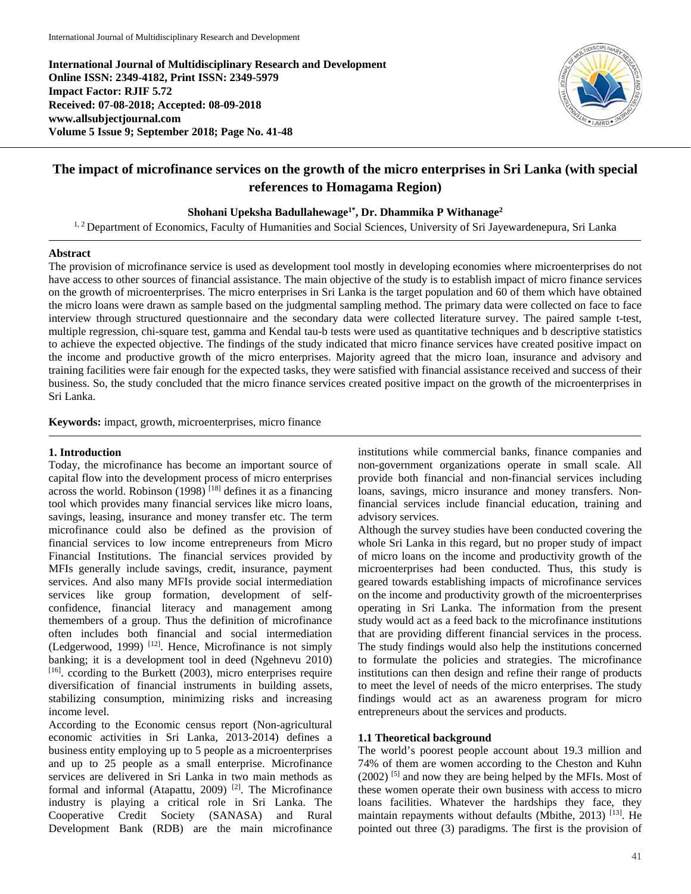International Journal of Multidisciplinary Research and Development
Online ISSN: 2349-4182, Print ISSN: 2349-5979
Impact Factor: RJIF 5.72
Received: 07-08-2018; Accepted: 08-09-2018
www.allsubjectjournal.com
Volume 5 Issue 9; September 2018; Page No. 41-48

# The impact of microfinance services on the growth of the micro enterprises in Sri Lanka (with special references to Homagama Region)

**Shohani Upeksha Badullahewage[1*], Dr. Dhammika P Withanage[2]**

[1, 2] Department of Economics, Faculty of Humanities and Social Sciences, University of Sri Jayewardenepura, Sri Lanka

## Abstract

The provision of microfinance service is used as development tool mostly in developing economies where microenterprises do not have access to other sources of financial assistance. The main objective of the study is to establish impact of micro finance services on the growth of microenterprises. The micro enterprises in Sri Lanka is the target population and 60 of them which have obtained the micro loans were drawn as sample based on the judgmental sampling method. The primary data were collected on face to face interview through structured questionnaire and the secondary data were collected literature survey. The paired sample t-test, multiple regression, chi-square test, gamma and Kendal tau-b tests were used as quantitative techniques and b descriptive statistics to achieve the expected objective. The findings of the study indicated that micro finance services have created positive impact on the income and productive growth of the micro enterprises. Majority agreed that the micro loan, insurance and advisory and training facilities were fair enough for the expected tasks, they were satisfied with financial assistance received and success of their business. So, the study concluded that the micro finance services created positive impact on the growth of the microenterprises in Sri Lanka.

**Keywords:** impact, growth, microenterprises, micro finance

## 1. Introduction

Today, the microfinance has become an important source of capital flow into the development process of micro enterprises across the world. Robinson (1998) [18] defines it as a financing tool which provides many financial services like micro loans, savings, leasing, insurance and money transfer etc. The term microfinance could also be defined as the provision of financial services to low income entrepreneurs from Micro Financial Institutions. The financial services provided by MFIs generally include savings, credit, insurance, payment services. And also many MFIs provide social intermediation services like group formation, development of self-confidence, financial literacy and management among themembers of a group. Thus the definition of microfinance often includes both financial and social intermediation (Ledgerwood, 1999) [12]. Hence, Microfinance is not simply banking; it is a development tool in deed (Ngehnevu 2010) [16]. ccording to the Burkett (2003), micro enterprises require diversification of financial instruments in building assets, stabilizing consumption, minimizing risks and increasing income level.

According to the Economic census report (Non-agricultural economic activities in Sri Lanka, 2013-2014) defines a business entity employing up to 5 people as a microenterprises and up to 25 people as a small enterprise. Microfinance services are delivered in Sri Lanka in two main methods as formal and informal (Atapattu, 2009) [2]. The Microfinance industry is playing a critical role in Sri Lanka. The Cooperative Credit Society (SANASA) and Rural Development Bank (RDB) are the main microfinance institutions while commercial banks, finance companies and non-government organizations operate in small scale. All provide both financial and non-financial services including loans, savings, micro insurance and money transfers. Non-financial services include financial education, training and advisory services.

Although the survey studies have been conducted covering the whole Sri Lanka in this regard, but no proper study of impact of micro loans on the income and productivity growth of the microenterprises had been conducted. Thus, this study is geared towards establishing impacts of microfinance services on the income and productivity growth of the microenterprises operating in Sri Lanka. The information from the present study would act as a feed back to the microfinance institutions that are providing different financial services in the process. The study findings would also help the institutions concerned to formulate the policies and strategies. The microfinance institutions can then design and refine their range of products to meet the level of needs of the micro enterprises. The study findings would act as an awareness program for micro entrepreneurs about the services and products.

### 1.1 Theoretical background

The world's poorest people account about 19.3 million and 74% of them are women according to the Cheston and Kuhn (2002) [5] and now they are being helped by the MFIs. Most of these women operate their own business with access to micro loans facilities. Whatever the hardships they face, they maintain repayments without defaults (Mbithe, 2013) [13]. He pointed out three (3) paradigms. The first is the provision of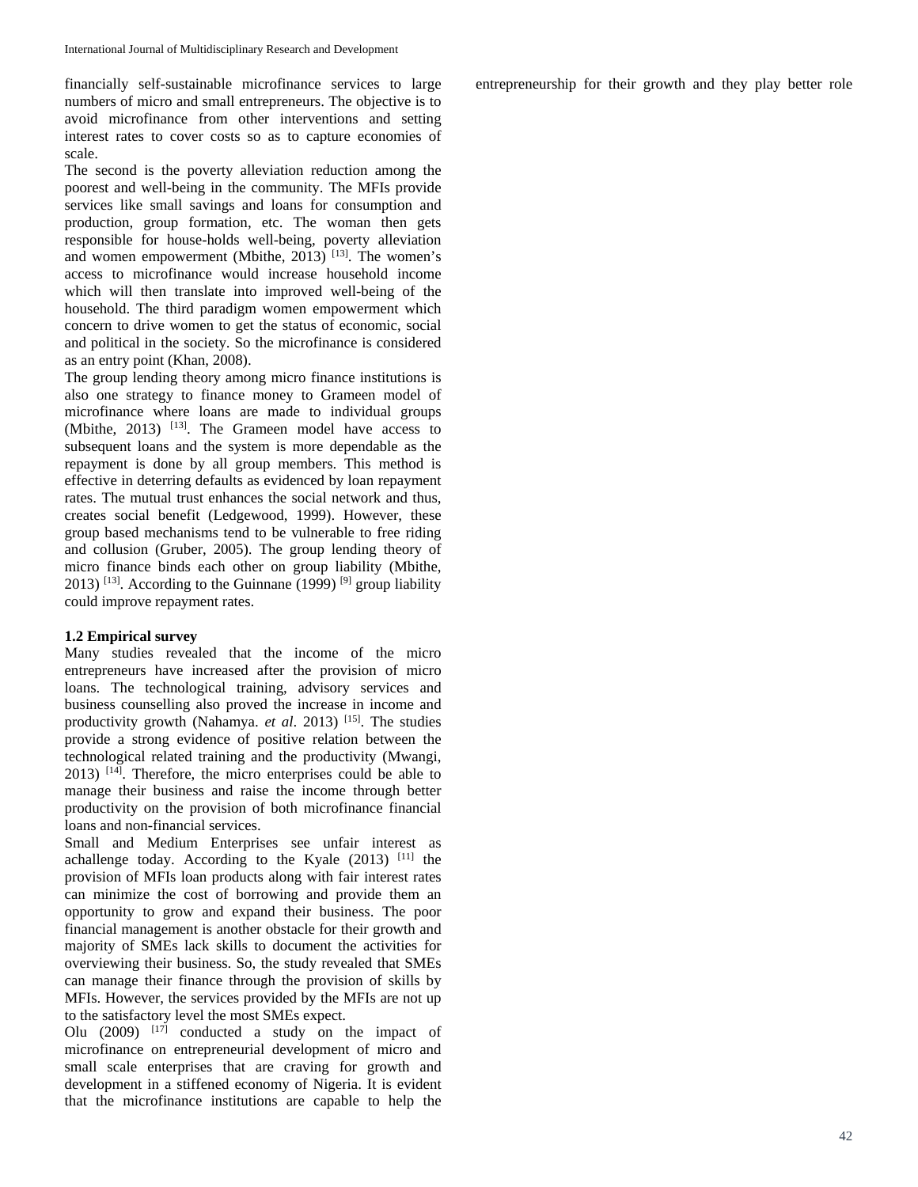financially self-sustainable microfinance services to large numbers of micro and small entrepreneurs. The objective is to avoid microfinance from other interventions and setting interest rates to cover costs so as to capture economies of scale.

The second is the poverty alleviation reduction among the poorest and well-being in the community. The MFIs provide services like small savings and loans for consumption and production, group formation, etc. The woman then gets responsible for house-holds well-being, poverty alleviation and women empowerment (Mbithe, 2013) [13]. The women's access to microfinance would increase household income which will then translate into improved well-being of the household. The third paradigm women empowerment which concern to drive women to get the status of economic, social and political in the society. So the microfinance is considered as an entry point (Khan, 2008).

The group lending theory among micro finance institutions is also one strategy to finance money to Grameen model of microfinance where loans are made to individual groups (Mbithe, 2013) [13]. The Grameen model have access to subsequent loans and the system is more dependable as the repayment is done by all group members. This method is effective in deterring defaults as evidenced by loan repayment rates. The mutual trust enhances the social network and thus, creates social benefit (Ledgewood, 1999). However, these group based mechanisms tend to be vulnerable to free riding and collusion (Gruber, 2005). The group lending theory of micro finance binds each other on group liability (Mbithe, 2013) [13]. According to the Guinnane (1999) [9] group liability could improve repayment rates.

### 1.2 Empirical survey

Many studies revealed that the income of the micro entrepreneurs have increased after the provision of micro loans. The technological training, advisory services and business counselling also proved the increase in income and productivity growth (Nahamya. *et al*. 2013) [15]. The studies provide a strong evidence of positive relation between the technological related training and the productivity (Mwangi, 2013) [14]. Therefore, the micro enterprises could be able to manage their business and raise the income through better productivity on the provision of both microfinance financial loans and non-financial services.

Small and Medium Enterprises see unfair interest as achallenge today. According to the Kyale (2013) [11] the provision of MFIs loan products along with fair interest rates can minimize the cost of borrowing and provide them an opportunity to grow and expand their business. The poor financial management is another obstacle for their growth and majority of SMEs lack skills to document the activities for overviewing their business. So, the study revealed that SMEs can manage their finance through the provision of skills by MFIs. However, the services provided by the MFIs are not up to the satisfactory level the most SMEs expect.

Olu (2009) [17] conducted a study on the impact of microfinance on entrepreneurial development of micro and small scale enterprises that are craving for growth and development in a stiffened economy of Nigeria. It is evident that the microfinance institutions are capable to help the entrepreneurship for their growth and they play better role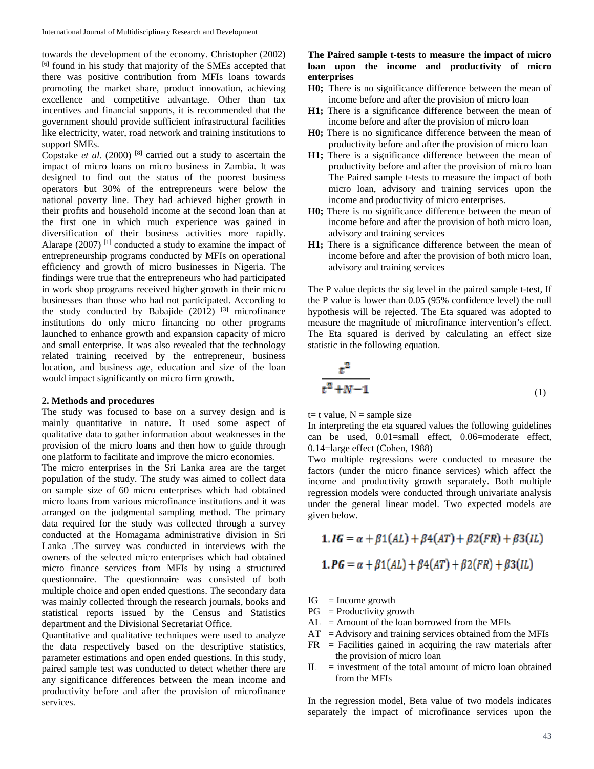towards the development of the economy. Christopher (2002) [6] found in his study that majority of the SMEs accepted that there was positive contribution from MFIs loans towards promoting the market share, product innovation, achieving excellence and competitive advantage. Other than tax incentives and financial supports, it is recommended that the government should provide sufficient infrastructural facilities like electricity, water, road network and training institutions to support SMEs.

Copstake *et al.* (2000) [8] carried out a study to ascertain the impact of micro loans on micro business in Zambia. It was designed to find out the status of the poorest business operators but 30% of the entrepreneurs were below the national poverty line. They had achieved higher growth in their profits and household income at the second loan than at the first one in which much experience was gained in diversification of their business activities more rapidly. Alarape (2007) [1] conducted a study to examine the impact of entrepreneurship programs conducted by MFIs on operational efficiency and growth of micro businesses in Nigeria. The findings were true that the entrepreneurs who had participated in work shop programs received higher growth in their micro businesses than those who had not participated. According to the study conducted by Babajide (2012) [3] microfinance institutions do only micro financing no other programs launched to enhance growth and expansion capacity of micro and small enterprise. It was also revealed that the technology related training received by the entrepreneur, business location, and business age, education and size of the loan would impact significantly on micro firm growth.

## 2. Methods and procedures

The study was focused to base on a survey design and is mainly quantitative in nature. It used some aspect of qualitative data to gather information about weaknesses in the provision of the micro loans and then how to guide through one platform to facilitate and improve the micro economies.

The micro enterprises in the Sri Lanka area are the target population of the study. The study was aimed to collect data on sample size of 60 micro enterprises which had obtained micro loans from various microfinance institutions and it was arranged on the judgmental sampling method. The primary data required for the study was collected through a survey conducted at the Homagama administrative division in Sri Lanka .The survey was conducted in interviews with the owners of the selected micro enterprises which had obtained micro finance services from MFIs by using a structured questionnaire. The questionnaire was consisted of both multiple choice and open ended questions. The secondary data was mainly collected through the research journals, books and statistical reports issued by the Census and Statistics department and the Divisional Secretariat Office.

Quantitative and qualitative techniques were used to analyze the data respectively based on the descriptive statistics, parameter estimations and open ended questions. In this study, paired sample test was conducted to detect whether there are any significance differences between the mean income and productivity before and after the provision of microfinance services.

**The Paired sample t-tests to measure the impact of micro loan upon the income and productivity of micro enterprises**

**H0;** There is no significance difference between the mean of income before and after the provision of micro loan

**H1;** There is a significance difference between the mean of income before and after the provision of micro loan

**H0;** There is no significance difference between the mean of productivity before and after the provision of micro loan

**H1;** There is a significance difference between the mean of productivity before and after the provision of micro loan The Paired sample t-tests to measure the impact of both micro loan, advisory and training services upon the income and productivity of micro enterprises.

**H0;** There is no significance difference between the mean of income before and after the provision of both micro loan, advisory and training services

**H1;** There is a significance difference between the mean of income before and after the provision of both micro loan, advisory and training services

The P value depicts the sig level in the paired sample t-test, If the P value is lower than 0.05 (95% confidence level) the null hypothesis will be rejected. The Eta squared was adopted to measure the magnitude of microfinance intervention's effect. The Eta squared is derived by calculating an effect size statistic in the following equation.

$$\frac{t^2}{t^2 + N - 1} \quad (1)$$

t= t value, N = sample size

In interpreting the eta squared values the following guidelines can be used, 0.01=small effect, 0.06=moderate effect, 0.14=large effect (Cohen, 1988)

Two multiple regressions were conducted to measure the factors (under the micro finance services) which affect the income and productivity growth separately. Both multiple regression models were conducted through univariate analysis under the general linear model. Two expected models are given below.

$$1. \ IG = \alpha + \beta 1(AL) + \beta 4(AT) + \beta 2(FR) + \beta 3(IL)$$

$$1. \ PG = \alpha + \beta 1(AL) + \beta 4(AT) + \beta 2(FR) + \beta 3(IL)$$

- IG = Income growth
- PG = Productivity growth
- AL = Amount of the loan borrowed from the MFIs
- AT = Advisory and training services obtained from the MFIs
- FR = Facilities gained in acquiring the raw materials after the provision of micro loan
- IL = investment of the total amount of micro loan obtained from the MFIs

In the regression model, Beta value of two models indicates separately the impact of microfinance services upon the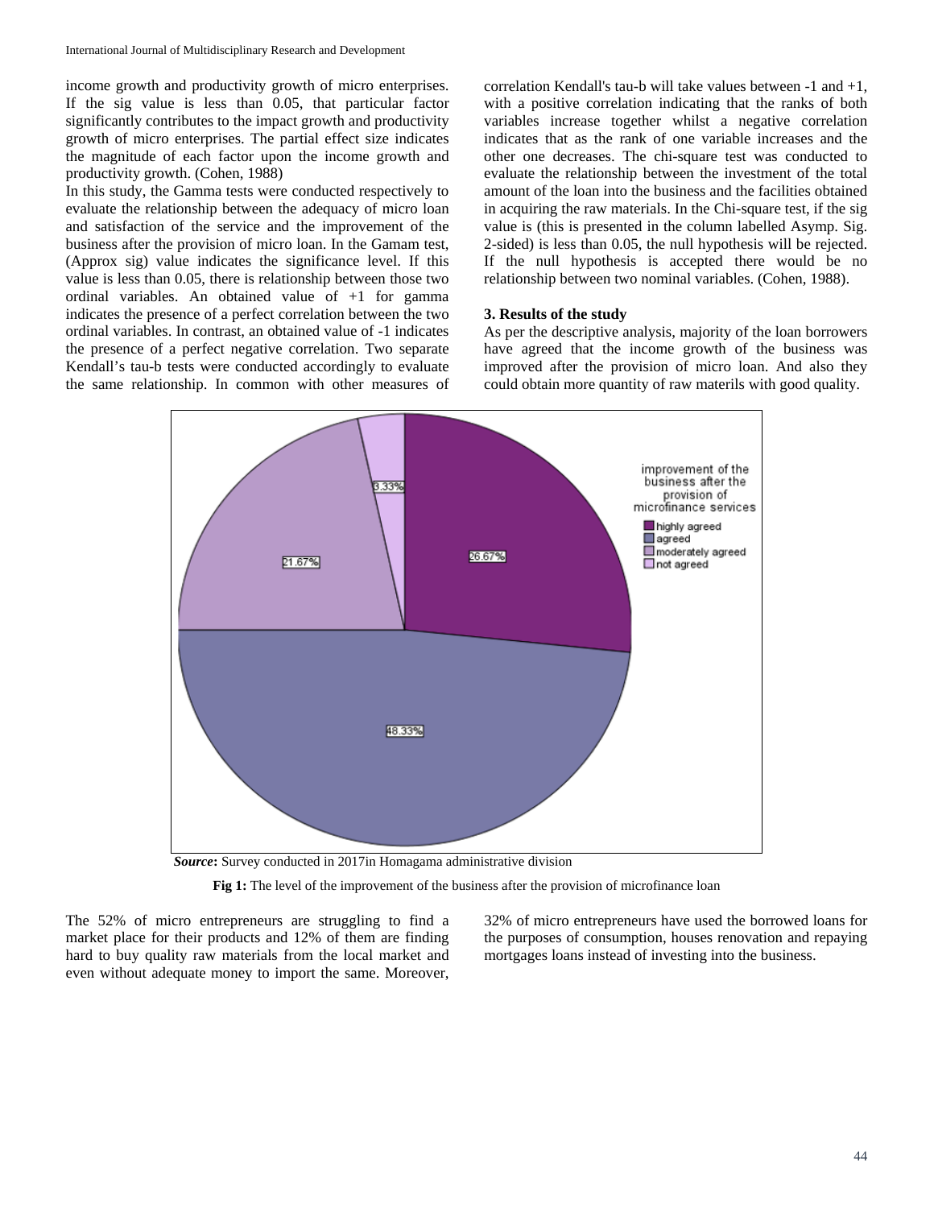income growth and productivity growth of micro enterprises. If the sig value is less than 0.05, that particular factor significantly contributes to the impact growth and productivity growth of micro enterprises. The partial effect size indicates the magnitude of each factor upon the income growth and productivity growth. (Cohen, 1988)

In this study, the Gamma tests were conducted respectively to evaluate the relationship between the adequacy of micro loan and satisfaction of the service and the improvement of the business after the provision of micro loan. In the Gamam test, (Approx sig) value indicates the significance level. If this value is less than 0.05, there is relationship between those two ordinal variables. An obtained value of +1 for gamma indicates the presence of a perfect correlation between the two ordinal variables. In contrast, an obtained value of -1 indicates the presence of a perfect negative correlation. Two separate Kendall's tau-b tests were conducted accordingly to evaluate the same relationship. In common with other measures of correlation Kendall's tau-b will take values between -1 and +1, with a positive correlation indicating that the ranks of both variables increase together whilst a negative correlation indicates that as the rank of one variable increases and the other one decreases. The chi-square test was conducted to evaluate the relationship between the investment of the total amount of the loan into the business and the facilities obtained in acquiring the raw materials. In the Chi-square test, if the sig value is (this is presented in the column labelled Asymp. Sig. 2-sided) is less than 0.05, the null hypothesis will be rejected. If the null hypothesis is accepted there would be no relationship between two nominal variables. (Cohen, 1988).

### 3. Results of the study

As per the descriptive analysis, majority of the loan borrowers have agreed that the income growth of the business was improved after the provision of micro loan. And also they could obtain more quantity of raw materils with good quality.

improvement of the business after the provision of microfinance services

- highly agreed: 26.67%
- agreed: 48.33%
- moderately agreed: 21.67%
- not agreed: 3.33%

***Source*:** Survey conducted in 2017in Homagama administrative division

**Fig 1:** The level of the improvement of the business after the provision of microfinance loan

The 52% of micro entrepreneurs are struggling to find a market place for their products and 12% of them are finding hard to buy quality raw materials from the local market and even without adequate money to import the same. Moreover, 32% of micro entrepreneurs have used the borrowed loans for the purposes of consumption, houses renovation and repaying mortgages loans instead of investing into the business.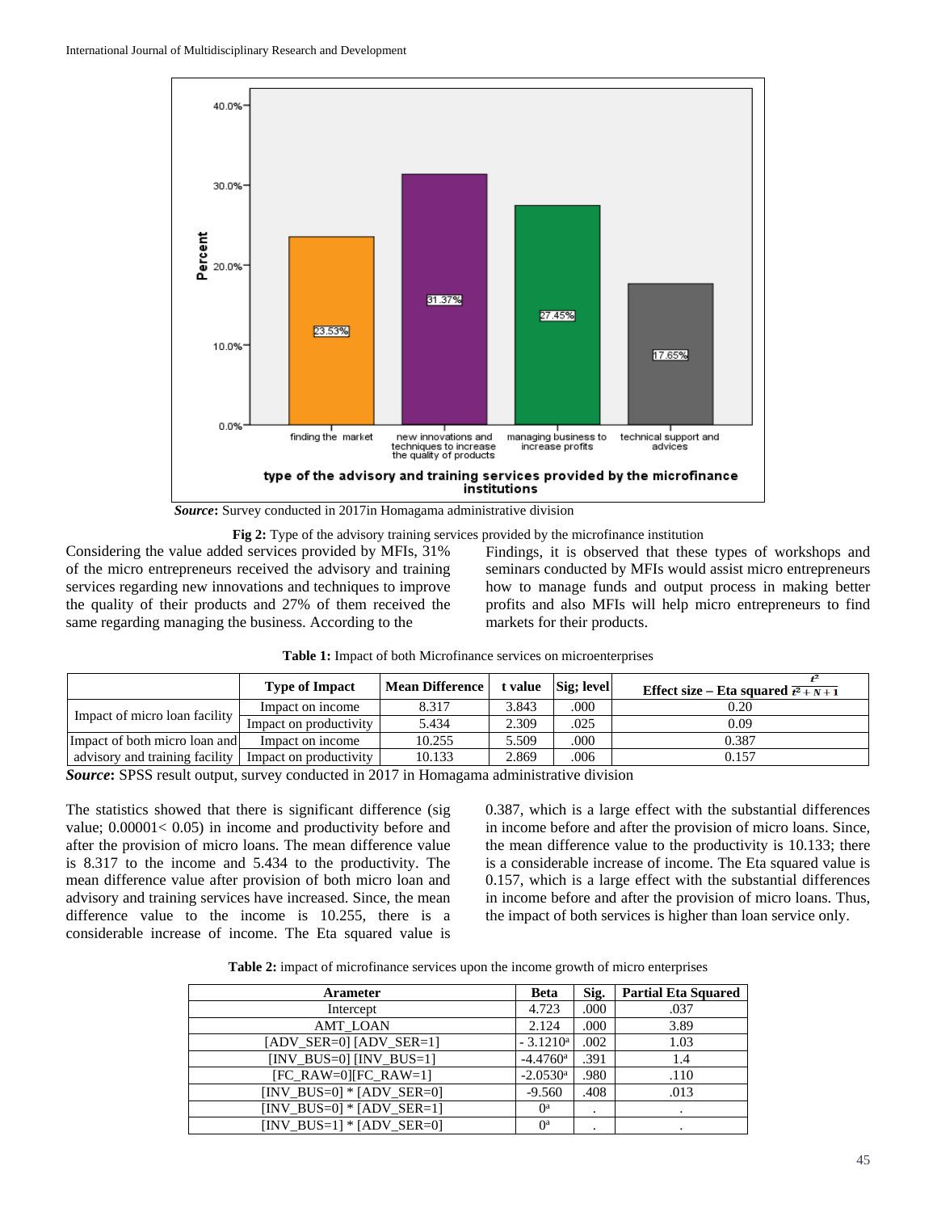*Source*: Survey conducted in 2017in Homagama administrative division

**Fig 2:** Type of the advisory training services provided by the microfinance institution

Considering the value added services provided by MFIs, 31% of the micro entrepreneurs received the advisory and training services regarding new innovations and techniques to improve the quality of their products and 27% of them received the same regarding managing the business. According to the Findings, it is observed that these types of workshops and seminars conducted by MFIs would assist micro entrepreneurs how to manage funds and output process in making better profits and also MFIs will help micro entrepreneurs to find markets for their products.

**Table 1:** Impact of both Microfinance services on microenterprises

| | Type of Impact | Mean Difference | t value | Sig; level | Effect size – Eta squared $\frac{t^2}{t^2+N+1}$ |
|---|---|---|---|---|---|
| Impact of micro loan facility | Impact on income | 8.317 | 3.843 | .000 | 0.20 |
| | Impact on productivity | 5.434 | 2.309 | .025 | 0.09 |
| Impact of both micro loan and advisory and training facility | Impact on income | 10.255 | 5.509 | .000 | 0.387 |
| | Impact on productivity | 10.133 | 2.869 | .006 | 0.157 |

***Source***: SPSS result output, survey conducted in 2017 in Homagama administrative division

The statistics showed that there is significant difference (sig value; 0.00001< 0.05) in income and productivity before and after the provision of micro loans. The mean difference value is 8.317 to the income and 5.434 to the productivity. The mean difference value after provision of both micro loan and advisory and training services have increased. Since, the mean difference value to the income is 10.255, there is a considerable increase of income. The Eta squared value is 0.387, which is a large effect with the substantial differences in income before and after the provision of micro loans. Since, the mean difference value to the productivity is 10.133; there is a considerable increase of income. The Eta squared value is 0.157, which is a large effect with the substantial differences in income before and after the provision of micro loans. Thus, the impact of both services is higher than loan service only.

**Table 2:** impact of microfinance services upon the income growth of micro enterprises

| Arameter | Beta | Sig. | Partial Eta Squared |
|---|---|---|---|
| Intercept | 4.723 | .000 | .037 |
| AMT_LOAN | 2.124 | .000 | 3.89 |
| [ADV_SER=0] [ADV_SER=1] | - 3.1210[a] | .002 | 1.03 |
| [INV_BUS=0] [INV_BUS=1] | -4.4760[a] | .391 | 1.4 |
| [FC_RAW=0][FC_RAW=1] | -2.0530[a] | .980 | .110 |
| [INV_BUS=0] * [ADV_SER=0] | -9.560 | .408 | .013 |
| [INV_BUS=0] * [ADV_SER=1] | 0[a] | . | . |
| [INV_BUS=1] * [ADV_SER=0] | 0[a] | . | . |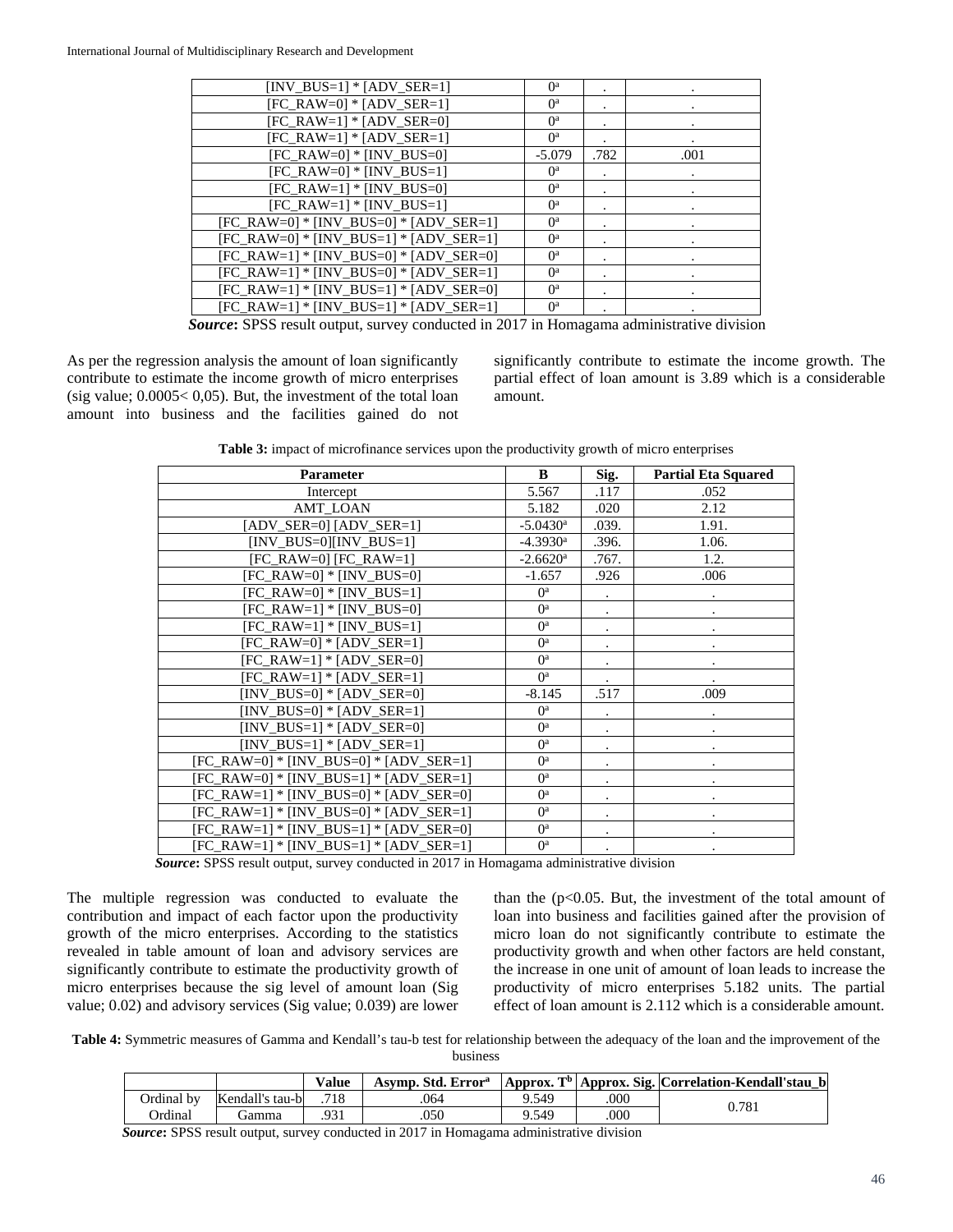| [INV_BUS=1] * [ADV_SER=1] | 0[a] | . | . |
|---|---|---|---|
| [FC_RAW=0] * [ADV_SER=1] | 0[a] | . | . |
| [FC_RAW=1] * [ADV_SER=0] | 0[a] | . | . |
| [FC_RAW=1] * [ADV_SER=1] | 0[a] | . | . |
| [FC_RAW=0] * [INV_BUS=0] | -5.079 | .782 | .001 |
| [FC_RAW=0] * [INV_BUS=1] | 0[a] | . | . |
| [FC_RAW=1] * [INV_BUS=0] | 0[a] | . | . |
| [FC_RAW=1] * [INV_BUS=1] | 0[a] | . | . |
| [FC_RAW=0] * [INV_BUS=0] * [ADV_SER=1] | 0[a] | . | . |
| [FC_RAW=0] * [INV_BUS=1] * [ADV_SER=1] | 0[a] | . | . |
| [FC_RAW=1] * [INV_BUS=0] * [ADV_SER=0] | 0[a] | . | . |
| [FC_RAW=1] * [INV_BUS=0] * [ADV_SER=1] | 0[a] | . | . |
| [FC_RAW=1] * [INV_BUS=1] * [ADV_SER=0] | 0[a] | . | . |
| [FC_RAW=1] * [INV_BUS=1] * [ADV_SER=1] | 0[a] | . | . |

***Source*:** SPSS result output, survey conducted in 2017 in Homagama administrative division

As per the regression analysis the amount of loan significantly contribute to estimate the income growth of micro enterprises (sig value; 0.0005< 0,05). But, the investment of the total loan amount into business and the facilities gained do not significantly contribute to estimate the income growth. The partial effect of loan amount is 3.89 which is a considerable amount.

**Table 3:** impact of microfinance services upon the productivity growth of micro enterprises

| Parameter | B | Sig. | Partial Eta Squared |
|---|---|---|---|
| Intercept | 5.567 | .117 | .052 |
| AMT_LOAN | 5.182 | .020 | 2.12 |
| [ADV_SER=0] [ADV_SER=1] | -5.0430[a] | .039. | 1.91. |
| [INV_BUS=0][INV_BUS=1] | -4.3930[a] | .396. | 1.06. |
| [FC_RAW=0] [FC_RAW=1] | -2.6620[a] | .767. | 1.2. |
| [FC_RAW=0] * [INV_BUS=0] | -1.657 | .926 | .006 |
| [FC_RAW=0] * [INV_BUS=1] | 0[a] | . | . |
| [FC_RAW=1] * [INV_BUS=0] | 0[a] | . | . |
| [FC_RAW=1] * [INV_BUS=1] | 0[a] | . | . |
| [FC_RAW=0] * [ADV_SER=1] | 0[a] | . | . |
| [FC_RAW=1] * [ADV_SER=0] | 0[a] | . | . |
| [FC_RAW=1] * [ADV_SER=1] | 0[a] | . | . |
| [INV_BUS=0] * [ADV_SER=0] | -8.145 | .517 | .009 |
| [INV_BUS=0] * [ADV_SER=1] | 0[a] | . | . |
| [INV_BUS=1] * [ADV_SER=0] | 0[a] | . | . |
| [INV_BUS=1] * [ADV_SER=1] | 0[a] | . | . |
| [FC_RAW=0] * [INV_BUS=0] * [ADV_SER=1] | 0[a] | . | . |
| [FC_RAW=0] * [INV_BUS=1] * [ADV_SER=1] | 0[a] | . | . |
| [FC_RAW=1] * [INV_BUS=0] * [ADV_SER=0] | 0[a] | . | . |
| [FC_RAW=1] * [INV_BUS=0] * [ADV_SER=1] | 0[a] | . | . |
| [FC_RAW=1] * [INV_BUS=1] * [ADV_SER=0] | 0[a] | . | . |
| [FC_RAW=1] * [INV_BUS=1] * [ADV_SER=1] | 0[a] | . | . |

***Source*:** SPSS result output, survey conducted in 2017 in Homagama administrative division

The multiple regression was conducted to evaluate the contribution and impact of each factor upon the productivity growth of the micro enterprises. According to the statistics revealed in table amount of loan and advisory services are significantly contribute to estimate the productivity growth of micro enterprises because the sig level of amount loan (Sig value; 0.02) and advisory services (Sig value; 0.039) are lower than the (p<0.05. But, the investment of the total amount of loan into business and facilities gained after the provision of micro loan do not significantly contribute to estimate the productivity growth and when other factors are held constant, the increase in one unit of amount of loan leads to increase the productivity of micro enterprises 5.182 units. The partial effect of loan amount is 2.112 which is a considerable amount.

**Table 4:** Symmetric measures of Gamma and Kendall's tau-b test for relationship between the adequacy of the loan and the improvement of the business

| | | Value | Asymp. Std. Error[a] | Approx. T[b] | Approx. Sig. | Correlation-Kendall'stau_b |
|---|---|---|---|---|---|---|
| Ordinal by Ordinal | Kendall's tau-b | .718 | .064 | 9.549 | .000 | 0.781 |
| | Gamma | .931 | .050 | 9.549 | .000 | |

***Source*:** SPSS result output, survey conducted in 2017 in Homagama administrative division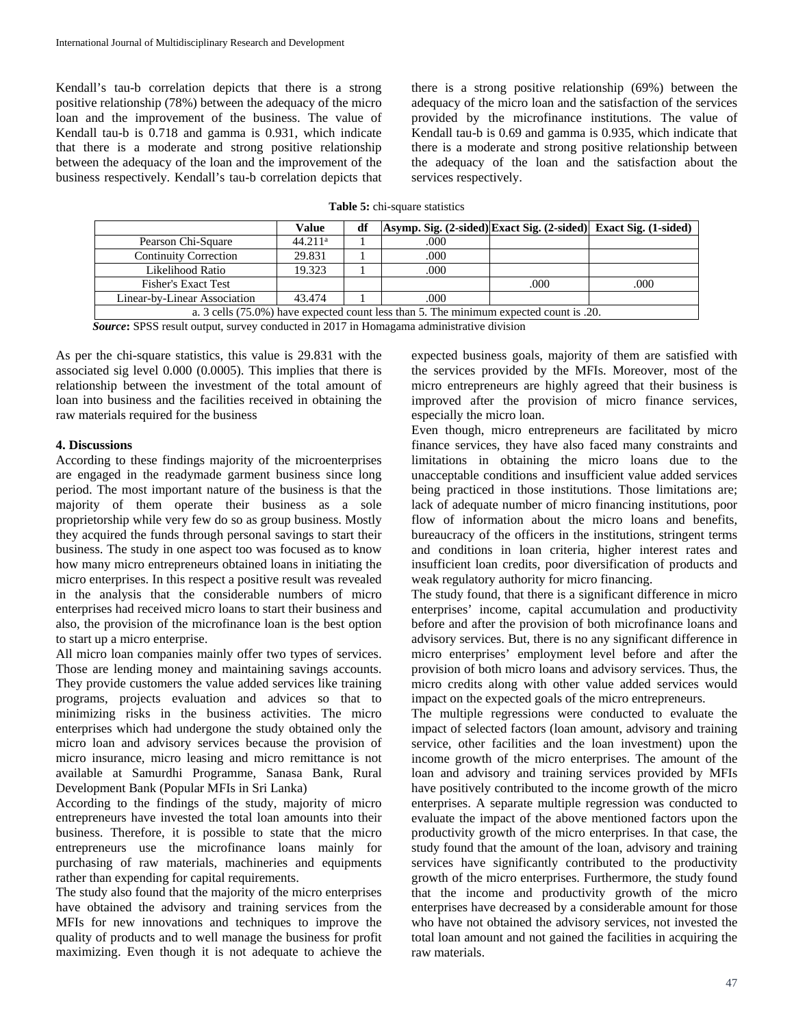Kendall's tau-b correlation depicts that there is a strong positive relationship (78%) between the adequacy of the micro loan and the improvement of the business. The value of Kendall tau-b is 0.718 and gamma is 0.931, which indicate that there is a moderate and strong positive relationship between the adequacy of the loan and the improvement of the business respectively. Kendall's tau-b correlation depicts that there is a strong positive relationship (69%) between the adequacy of the micro loan and the satisfaction of the services provided by the microfinance institutions. The value of Kendall tau-b is 0.69 and gamma is 0.935, which indicate that there is a moderate and strong positive relationship between the adequacy of the loan and the satisfaction about the services respectively.

**Table 5:** chi-square statistics

| | Value | df | Asymp. Sig. (2-sided) | Exact Sig. (2-sided) | Exact Sig. (1-sided) |
|---|---|---|---|---|---|
| Pearson Chi-Square | 44.211[a] | 1 | .000 | | |
| Continuity Correction | 29.831 | 1 | .000 | | |
| Likelihood Ratio | 19.323 | 1 | .000 | | |
| Fisher's Exact Test | | | | .000 | .000 |
| Linear-by-Linear Association | 43.474 | 1 | .000 | | |
| a. 3 cells (75.0%) have expected count less than 5. The minimum expected count is .20. | | | | | |

***Source*****:** SPSS result output, survey conducted in 2017 in Homagama administrative division

As per the chi-square statistics, this value is 29.831 with the associated sig level 0.000 (0.0005). This implies that there is relationship between the investment of the total amount of loan into business and the facilities received in obtaining the raw materials required for the business

## 4. Discussions

According to these findings majority of the microenterprises are engaged in the readymade garment business since long period. The most important nature of the business is that the majority of them operate their business as a sole proprietorship while very few do so as group business. Mostly they acquired the funds through personal savings to start their business. The study in one aspect too was focused as to know how many micro entrepreneurs obtained loans in initiating the micro enterprises. In this respect a positive result was revealed in the analysis that the considerable numbers of micro enterprises had received micro loans to start their business and also, the provision of the microfinance loan is the best option to start up a micro enterprise.

All micro loan companies mainly offer two types of services. Those are lending money and maintaining savings accounts. They provide customers the value added services like training programs, projects evaluation and advices so that to minimizing risks in the business activities. The micro enterprises which had undergone the study obtained only the micro loan and advisory services because the provision of micro insurance, micro leasing and micro remittance is not available at Samurdhi Programme, Sanasa Bank, Rural Development Bank (Popular MFIs in Sri Lanka)

According to the findings of the study, majority of micro entrepreneurs have invested the total loan amounts into their business. Therefore, it is possible to state that the micro entrepreneurs use the microfinance loans mainly for purchasing of raw materials, machineries and equipments rather than expending for capital requirements.

The study also found that the majority of the micro enterprises have obtained the advisory and training services from the MFIs for new innovations and techniques to improve the quality of products and to well manage the business for profit maximizing. Even though it is not adequate to achieve the expected business goals, majority of them are satisfied with the services provided by the MFIs. Moreover, most of the micro entrepreneurs are highly agreed that their business is improved after the provision of micro finance services, especially the micro loan.

Even though, micro entrepreneurs are facilitated by micro finance services, they have also faced many constraints and limitations in obtaining the micro loans due to the unacceptable conditions and insufficient value added services being practiced in those institutions. Those limitations are; lack of adequate number of micro financing institutions, poor flow of information about the micro loans and benefits, bureaucracy of the officers in the institutions, stringent terms and conditions in loan criteria, higher interest rates and insufficient loan credits, poor diversification of products and weak regulatory authority for micro financing.

The study found, that there is a significant difference in micro enterprises' income, capital accumulation and productivity before and after the provision of both microfinance loans and advisory services. But, there is no any significant difference in micro enterprises' employment level before and after the provision of both micro loans and advisory services. Thus, the micro credits along with other value added services would impact on the expected goals of the micro entrepreneurs.

The multiple regressions were conducted to evaluate the impact of selected factors (loan amount, advisory and training service, other facilities and the loan investment) upon the income growth of the micro enterprises. The amount of the loan and advisory and training services provided by MFIs have positively contributed to the income growth of the micro enterprises. A separate multiple regression was conducted to evaluate the impact of the above mentioned factors upon the productivity growth of the micro enterprises. In that case, the study found that the amount of the loan, advisory and training services have significantly contributed to the productivity growth of the micro enterprises. Furthermore, the study found that the income and productivity growth of the micro enterprises have decreased by a considerable amount for those who have not obtained the advisory services, not invested the total loan amount and not gained the facilities in acquiring the raw materials.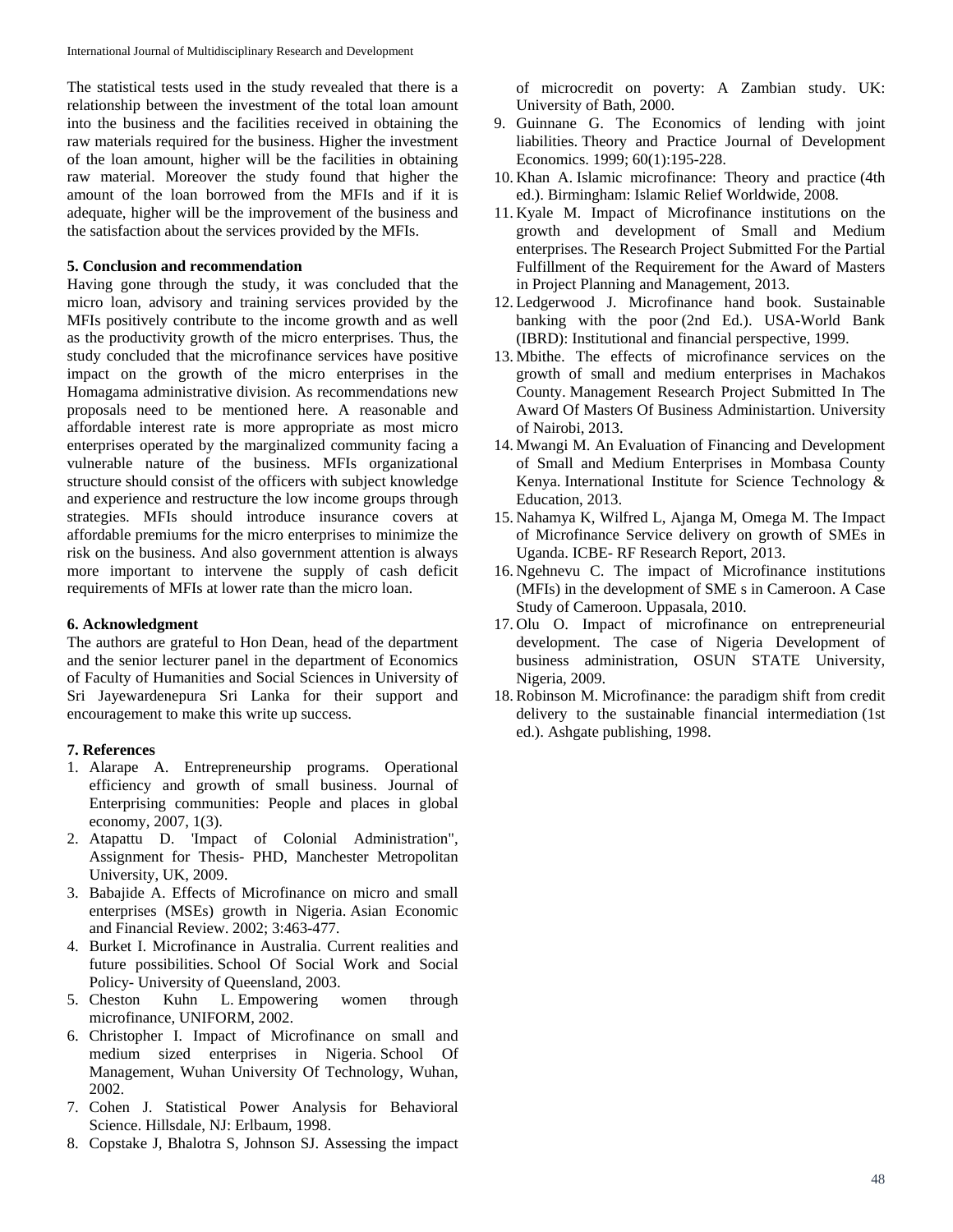The statistical tests used in the study revealed that there is a relationship between the investment of the total loan amount into the business and the facilities received in obtaining the raw materials required for the business. Higher the investment of the loan amount, higher will be the facilities in obtaining raw material. Moreover the study found that higher the amount of the loan borrowed from the MFIs and if it is adequate, higher will be the improvement of the business and the satisfaction about the services provided by the MFIs.

### 5. Conclusion and recommendation

Having gone through the study, it was concluded that the micro loan, advisory and training services provided by the MFIs positively contribute to the income growth and as well as the productivity growth of the micro enterprises. Thus, the study concluded that the microfinance services have positive impact on the growth of the micro enterprises in the Homagama administrative division. As recommendations new proposals need to be mentioned here. A reasonable and affordable interest rate is more appropriate as most micro enterprises operated by the marginalized community facing a vulnerable nature of the business. MFIs organizational structure should consist of the officers with subject knowledge and experience and restructure the low income groups through strategies. MFIs should introduce insurance covers at affordable premiums for the micro enterprises to minimize the risk on the business. And also government attention is always more important to intervene the supply of cash deficit requirements of MFIs at lower rate than the micro loan.

### 6. Acknowledgment

The authors are grateful to Hon Dean, head of the department and the senior lecturer panel in the department of Economics of Faculty of Humanities and Social Sciences in University of Sri Jayewardenepura Sri Lanka for their support and encouragement to make this write up success.

### 7. References

1. Alarape A. Entrepreneurship programs. Operational efficiency and growth of small business. Journal of Enterprising communities: People and places in global economy, 2007, 1(3).
2. Atapattu D. 'Impact of Colonial Administration", Assignment for Thesis- PHD, Manchester Metropolitan University, UK, 2009.
3. Babajide A. Effects of Microfinance on micro and small enterprises (MSEs) growth in Nigeria. Asian Economic and Financial Review. 2002; 3:463-477.
4. Burket I. Microfinance in Australia. Current realities and future possibilities. School Of Social Work and Social Policy- University of Queensland, 2003.
5. Cheston Kuhn L. Empowering women through microfinance, UNIFORM, 2002.
6. Christopher I. Impact of Microfinance on small and medium sized enterprises in Nigeria. School Of Management, Wuhan University Of Technology, Wuhan, 2002.
7. Cohen J. Statistical Power Analysis for Behavioral Science. Hillsdale, NJ: Erlbaum, 1998.
8. Copstake J, Bhalotra S, Johnson SJ. Assessing the impact of microcredit on poverty: A Zambian study. UK: University of Bath, 2000.
9. Guinnane G. The Economics of lending with joint liabilities. Theory and Practice Journal of Development Economics. 1999; 60(1):195-228.
10. Khan A. Islamic microfinance: Theory and practice (4th ed.). Birmingham: Islamic Relief Worldwide, 2008.
11. Kyale M. Impact of Microfinance institutions on the growth and development of Small and Medium enterprises. The Research Project Submitted For the Partial Fulfillment of the Requirement for the Award of Masters in Project Planning and Management, 2013.
12. Ledgerwood J. Microfinance hand book. Sustainable banking with the poor (2nd Ed.). USA-World Bank (IBRD): Institutional and financial perspective, 1999.
13. Mbithe. The effects of microfinance services on the growth of small and medium enterprises in Machakos County. Management Research Project Submitted In The Award Of Masters Of Business Administartion. University of Nairobi, 2013.
14. Mwangi M. An Evaluation of Financing and Development of Small and Medium Enterprises in Mombasa County Kenya. International Institute for Science Technology & Education, 2013.
15. Nahamya K, Wilfred L, Ajanga M, Omega M. The Impact of Microfinance Service delivery on growth of SMEs in Uganda. ICBE- RF Research Report, 2013.
16. Ngehnevu C. The impact of Microfinance institutions (MFIs) in the development of SME s in Cameroon. A Case Study of Cameroon. Uppasala, 2010.
17. Olu O. Impact of microfinance on entrepreneurial development. The case of Nigeria Development of business administration, OSUN STATE University, Nigeria, 2009.
18. Robinson M. Microfinance: the paradigm shift from credit delivery to the sustainable financial intermediation (1st ed.). Ashgate publishing, 1998.